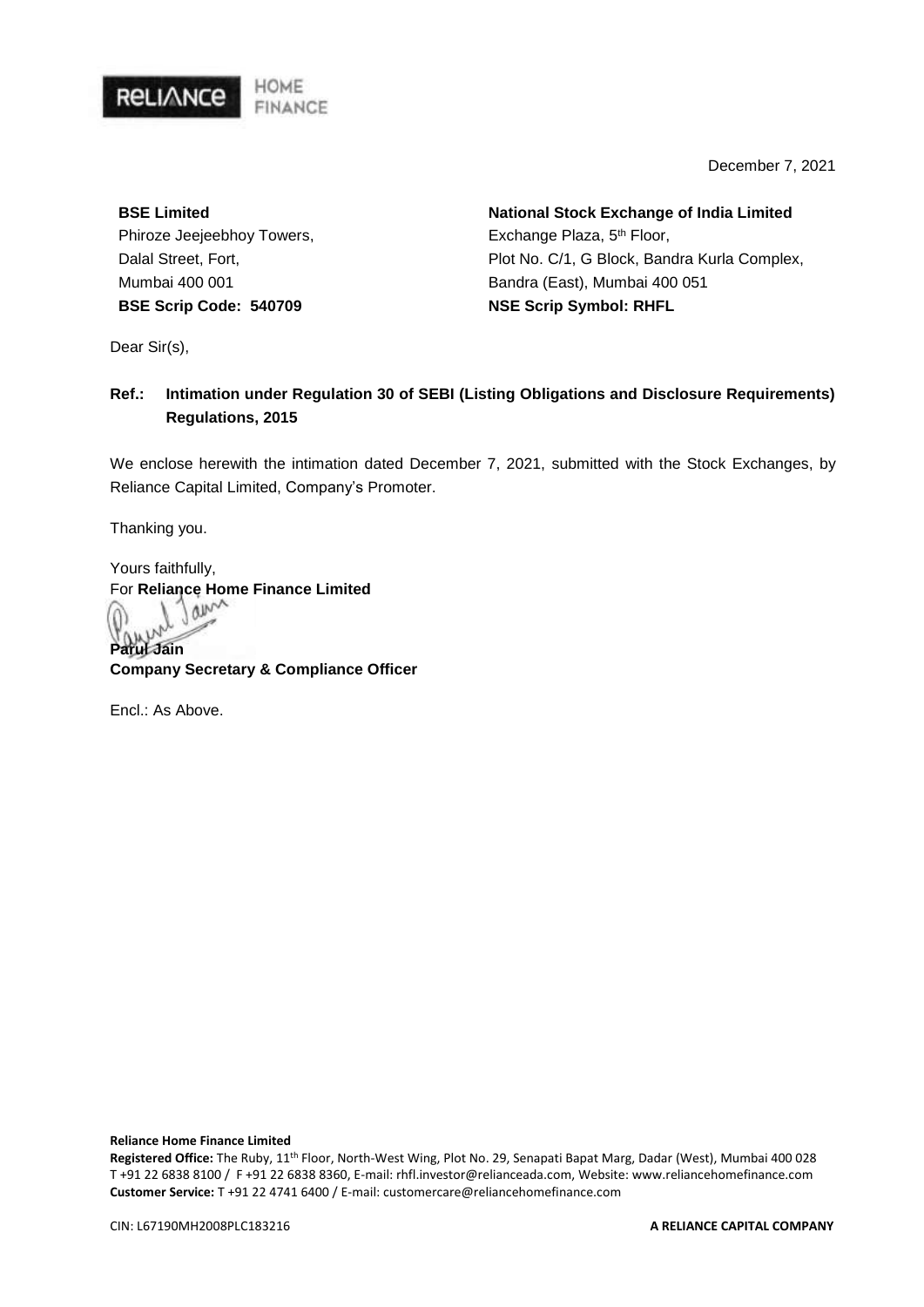December 7, 2021

**BSE Limited**
Phiroze Jeejeebhoy Towers,
Dalal Street, Fort,
Mumbai 400 001
**BSE Scrip Code: 540709**

**National Stock Exchange of India Limited**
Exchange Plaza, 5th Floor,
Plot No. C/1, G Block, Bandra Kurla Complex,
Bandra (East), Mumbai 400 051
**NSE Scrip Symbol: RHFL**

Dear Sir(s),

**Ref.: Intimation under Regulation 30 of SEBI (Listing Obligations and Disclosure Requirements) Regulations, 2015**

We enclose herewith the intimation dated December 7, 2021, submitted with the Stock Exchanges, by Reliance Capital Limited, Company's Promoter.

Thanking you.

Yours faithfully,
For **Reliance Home Finance Limited**

**Parul Jain**
**Company Secretary & Compliance Officer**

Encl.: As Above.

**Reliance Home Finance Limited**
**Registered Office:** The Ruby, 11th Floor, North-West Wing, Plot No. 29, Senapati Bapat Marg, Dadar (West), Mumbai 400 028
T +91 22 6838 8100 / F +91 22 6838 8360, E-mail: rhfl.investor@relianceada.com, Website: www.reliancehomefinance.com
**Customer Service:** T +91 22 4741 6400 / E-mail: customercare@reliancehomefinance.com

CIN: L67190MH2008PLC183216

**A RELIANCE CAPITAL COMPANY**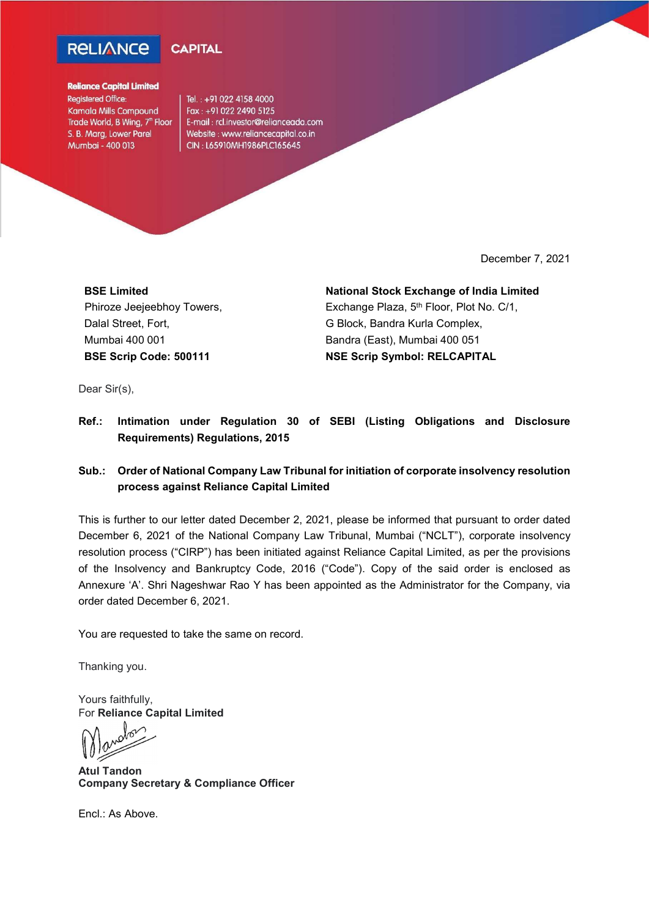**RELIANCE CAPITAL**

**Reliance Capital Limited**
Registered Office:
Kamala Mills Compound
Trade World, B Wing, 7th Floor
S. B. Marg, Lower Parel
Mumbai - 400 013

Tel. : +91 022 4158 4000
Fax : +91 022 2490 5125
E-mail : rcl.investor@relianceada.com
Website : www.reliancecapital.co.in
CIN : L65910MH1986PLC165645

December 7, 2021

**BSE Limited**
Phiroze Jeejeebhoy Towers,
Dalal Street, Fort,
Mumbai 400 001
**BSE Scrip Code: 500111**

**National Stock Exchange of India Limited**
Exchange Plaza, 5th Floor, Plot No. C/1,
G Block, Bandra Kurla Complex,
Bandra (East), Mumbai 400 051
**NSE Scrip Symbol: RELCAPITAL**

Dear Sir(s),

**Ref.: Intimation under Regulation 30 of SEBI (Listing Obligations and Disclosure Requirements) Regulations, 2015**

**Sub.: Order of National Company Law Tribunal for initiation of corporate insolvency resolution process against Reliance Capital Limited**

This is further to our letter dated December 2, 2021, please be informed that pursuant to order dated December 6, 2021 of the National Company Law Tribunal, Mumbai ("NCLT"), corporate insolvency resolution process ("CIRP") has been initiated against Reliance Capital Limited, as per the provisions of the Insolvency and Bankruptcy Code, 2016 ("Code"). Copy of the said order is enclosed as Annexure 'A'. Shri Nageshwar Rao Y has been appointed as the Administrator for the Company, via order dated December 6, 2021.

You are requested to take the same on record.

Thanking you.

Yours faithfully,
For **Reliance Capital Limited**

**Atul Tandon**
**Company Secretary & Compliance Officer**

Encl.: As Above.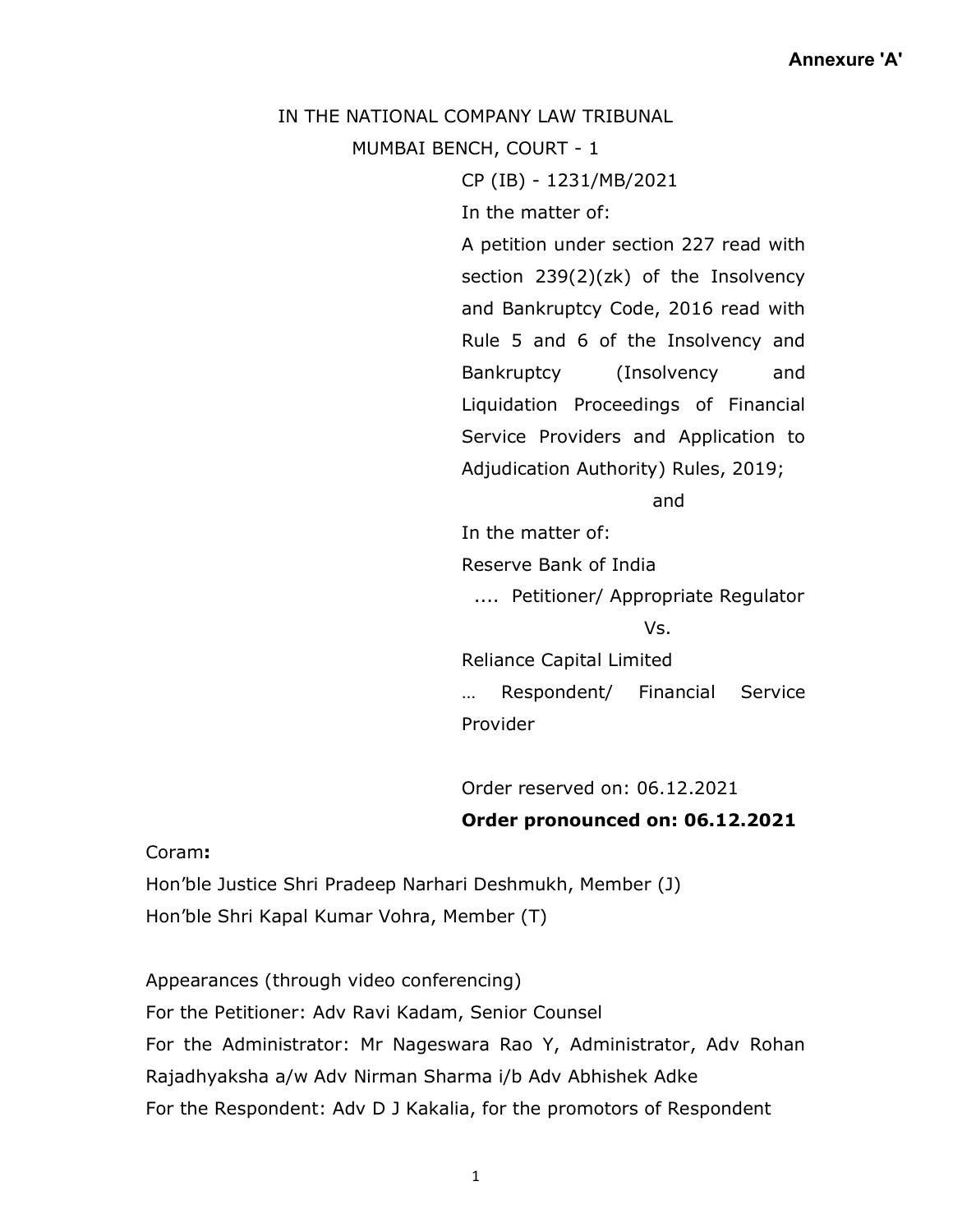**Annexure 'A'**

IN THE NATIONAL COMPANY LAW TRIBUNAL

MUMBAI BENCH, COURT - 1

CP (IB) - 1231/MB/2021

In the matter of:

A petition under section 227 read with section 239(2)(zk) of the Insolvency and Bankruptcy Code, 2016 read with Rule 5 and 6 of the Insolvency and Bankruptcy (Insolvency and Liquidation Proceedings of Financial Service Providers and Application to Adjudication Authority) Rules, 2019;

and

In the matter of:

Reserve Bank of India

.... Petitioner/ Appropriate Regulator

Vs.

Reliance Capital Limited

… Respondent/ Financial Service Provider

Order reserved on: 06.12.2021

**Order pronounced on: 06.12.2021**

Coram**:**

Hon'ble Justice Shri Pradeep Narhari Deshmukh, Member (J)

Hon'ble Shri Kapal Kumar Vohra, Member (T)

Appearances (through video conferencing)

For the Petitioner: Adv Ravi Kadam, Senior Counsel

For the Administrator: Mr Nageswara Rao Y, Administrator, Adv Rohan Rajadhyaksha a/w Adv Nirman Sharma i/b Adv Abhishek Adke

For the Respondent: Adv D J Kakalia, for the promotors of Respondent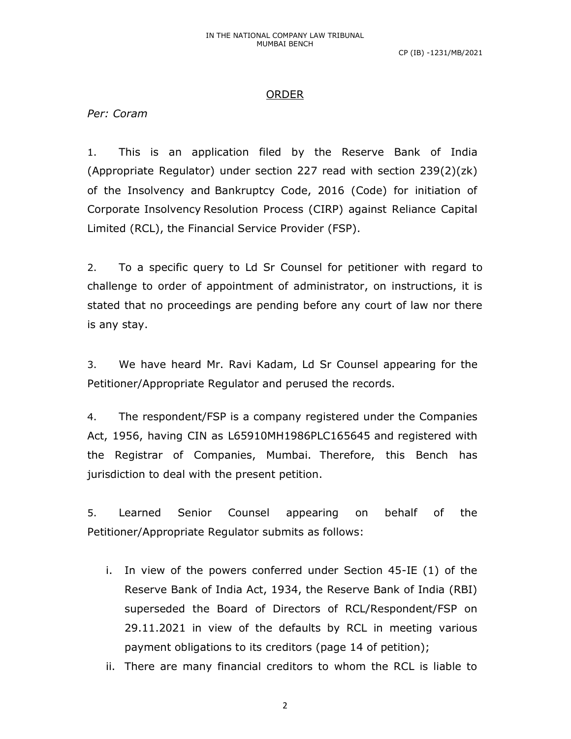## ORDER

*Per: Coram*

1. This is an application filed by the Reserve Bank of India (Appropriate Regulator) under section 227 read with section 239(2)(zk) of the Insolvency and Bankruptcy Code, 2016 (Code) for initiation of Corporate Insolvency Resolution Process (CIRP) against Reliance Capital Limited (RCL), the Financial Service Provider (FSP).

2. To a specific query to Ld Sr Counsel for petitioner with regard to challenge to order of appointment of administrator, on instructions, it is stated that no proceedings are pending before any court of law nor there is any stay.

3. We have heard Mr. Ravi Kadam, Ld Sr Counsel appearing for the Petitioner/Appropriate Regulator and perused the records.

4. The respondent/FSP is a company registered under the Companies Act, 1956, having CIN as L65910MH1986PLC165645 and registered with the Registrar of Companies, Mumbai. Therefore, this Bench has jurisdiction to deal with the present petition.

5. Learned Senior Counsel appearing on behalf of the Petitioner/Appropriate Regulator submits as follows:

   i. In view of the powers conferred under Section 45-IE (1) of the Reserve Bank of India Act, 1934, the Reserve Bank of India (RBI) superseded the Board of Directors of RCL/Respondent/FSP on 29.11.2021 in view of the defaults by RCL in meeting various payment obligations to its creditors (page 14 of petition);

   ii. There are many financial creditors to whom the RCL is liable to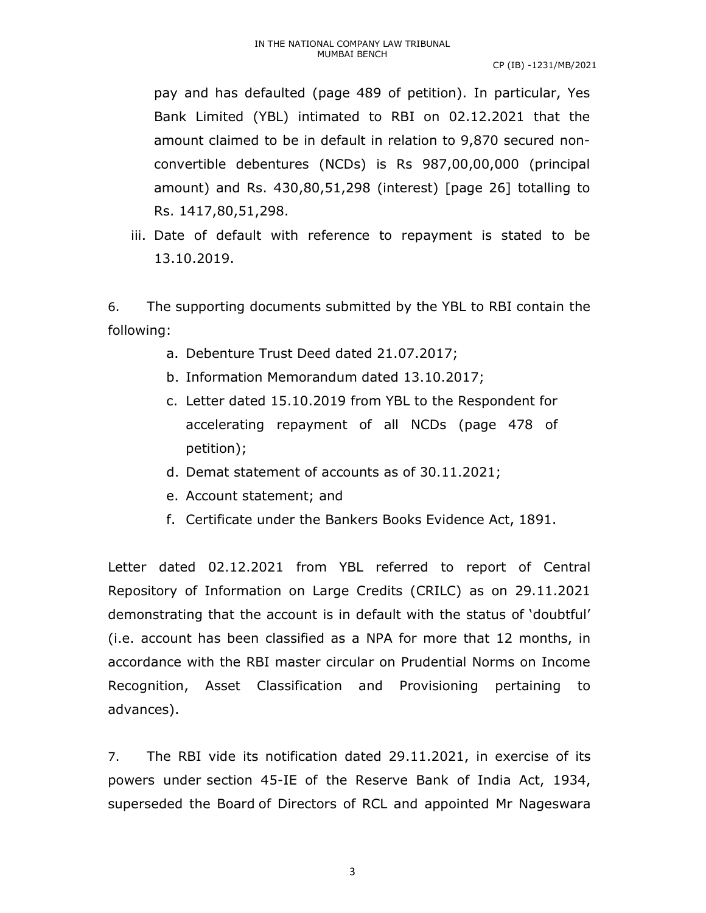pay and has defaulted (page 489 of petition). In particular, Yes Bank Limited (YBL) intimated to RBI on 02.12.2021 that the amount claimed to be in default in relation to 9,870 secured non-convertible debentures (NCDs) is Rs 987,00,00,000 (principal amount) and Rs. 430,80,51,298 (interest) [page 26] totalling to Rs. 1417,80,51,298.

iii. Date of default with reference to repayment is stated to be 13.10.2019.

6. The supporting documents submitted by the YBL to RBI contain the following:

a. Debenture Trust Deed dated 21.07.2017;
b. Information Memorandum dated 13.10.2017;
c. Letter dated 15.10.2019 from YBL to the Respondent for accelerating repayment of all NCDs (page 478 of petition);
d. Demat statement of accounts as of 30.11.2021;
e. Account statement; and
f. Certificate under the Bankers Books Evidence Act, 1891.

Letter dated 02.12.2021 from YBL referred to report of Central Repository of Information on Large Credits (CRILC) as on 29.11.2021 demonstrating that the account is in default with the status of 'doubtful' (i.e. account has been classified as a NPA for more that 12 months, in accordance with the RBI master circular on Prudential Norms on Income Recognition, Asset Classification and Provisioning pertaining to advances).

7. The RBI vide its notification dated 29.11.2021, in exercise of its powers under section 45-IE of the Reserve Bank of India Act, 1934, superseded the Board of Directors of RCL and appointed Mr Nageswara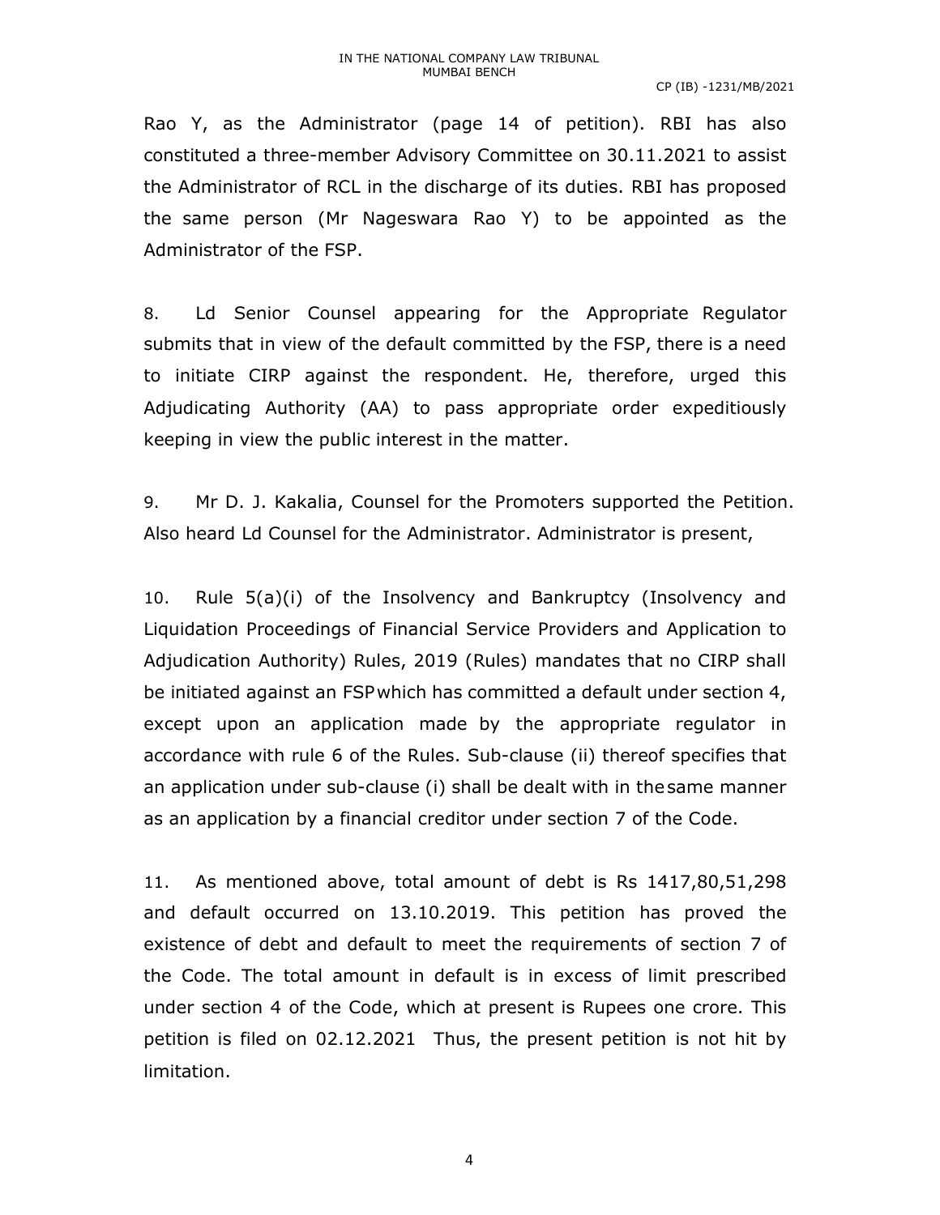Rao Y, as the Administrator (page 14 of petition). RBI has also constituted a three-member Advisory Committee on 30.11.2021 to assist the Administrator of RCL in the discharge of its duties. RBI has proposed the same person (Mr Nageswara Rao Y) to be appointed as the Administrator of the FSP.

8. Ld Senior Counsel appearing for the Appropriate Regulator submits that in view of the default committed by the FSP, there is a need to initiate CIRP against the respondent. He, therefore, urged this Adjudicating Authority (AA) to pass appropriate order expeditiously keeping in view the public interest in the matter.

9. Mr D. J. Kakalia, Counsel for the Promoters supported the Petition. Also heard Ld Counsel for the Administrator. Administrator is present,

10. Rule 5(a)(i) of the Insolvency and Bankruptcy (Insolvency and Liquidation Proceedings of Financial Service Providers and Application to Adjudication Authority) Rules, 2019 (Rules) mandates that no CIRP shall be initiated against an FSP which has committed a default under section 4, except upon an application made by the appropriate regulator in accordance with rule 6 of the Rules. Sub-clause (ii) thereof specifies that an application under sub-clause (i) shall be dealt with in the same manner as an application by a financial creditor under section 7 of the Code.

11. As mentioned above, total amount of debt is Rs 1417,80,51,298 and default occurred on 13.10.2019. This petition has proved the existence of debt and default to meet the requirements of section 7 of the Code. The total amount in default is in excess of limit prescribed under section 4 of the Code, which at present is Rupees one crore. This petition is filed on 02.12.2021 Thus, the present petition is not hit by limitation.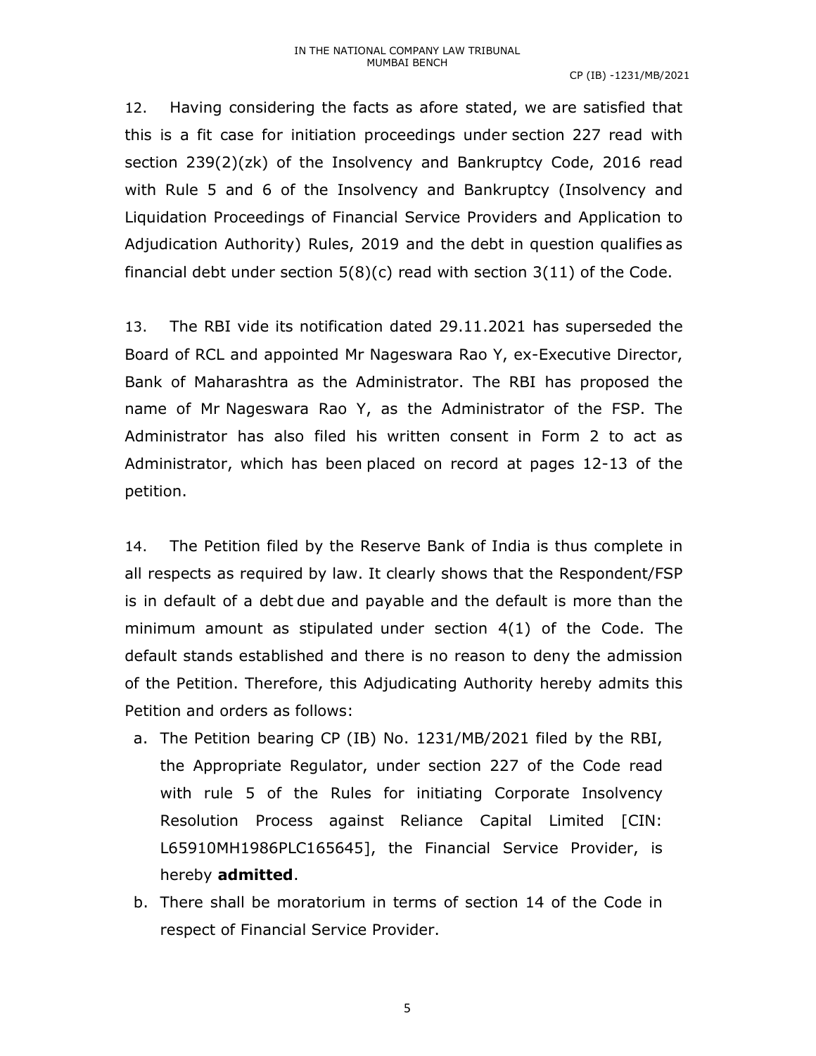12. Having considering the facts as afore stated, we are satisfied that this is a fit case for initiation proceedings under section 227 read with section 239(2)(zk) of the Insolvency and Bankruptcy Code, 2016 read with Rule 5 and 6 of the Insolvency and Bankruptcy (Insolvency and Liquidation Proceedings of Financial Service Providers and Application to Adjudication Authority) Rules, 2019 and the debt in question qualifies as financial debt under section 5(8)(c) read with section 3(11) of the Code.

13. The RBI vide its notification dated 29.11.2021 has superseded the Board of RCL and appointed Mr Nageswara Rao Y, ex-Executive Director, Bank of Maharashtra as the Administrator. The RBI has proposed the name of Mr Nageswara Rao Y, as the Administrator of the FSP. The Administrator has also filed his written consent in Form 2 to act as Administrator, which has been placed on record at pages 12-13 of the petition.

14. The Petition filed by the Reserve Bank of India is thus complete in all respects as required by law. It clearly shows that the Respondent/FSP is in default of a debt due and payable and the default is more than the minimum amount as stipulated under section 4(1) of the Code. The default stands established and there is no reason to deny the admission of the Petition. Therefore, this Adjudicating Authority hereby admits this Petition and orders as follows:

a. The Petition bearing CP (IB) No. 1231/MB/2021 filed by the RBI, the Appropriate Regulator, under section 227 of the Code read with rule 5 of the Rules for initiating Corporate Insolvency Resolution Process against Reliance Capital Limited [CIN: L65910MH1986PLC165645], the Financial Service Provider, is hereby **admitted**.

b. There shall be moratorium in terms of section 14 of the Code in respect of Financial Service Provider.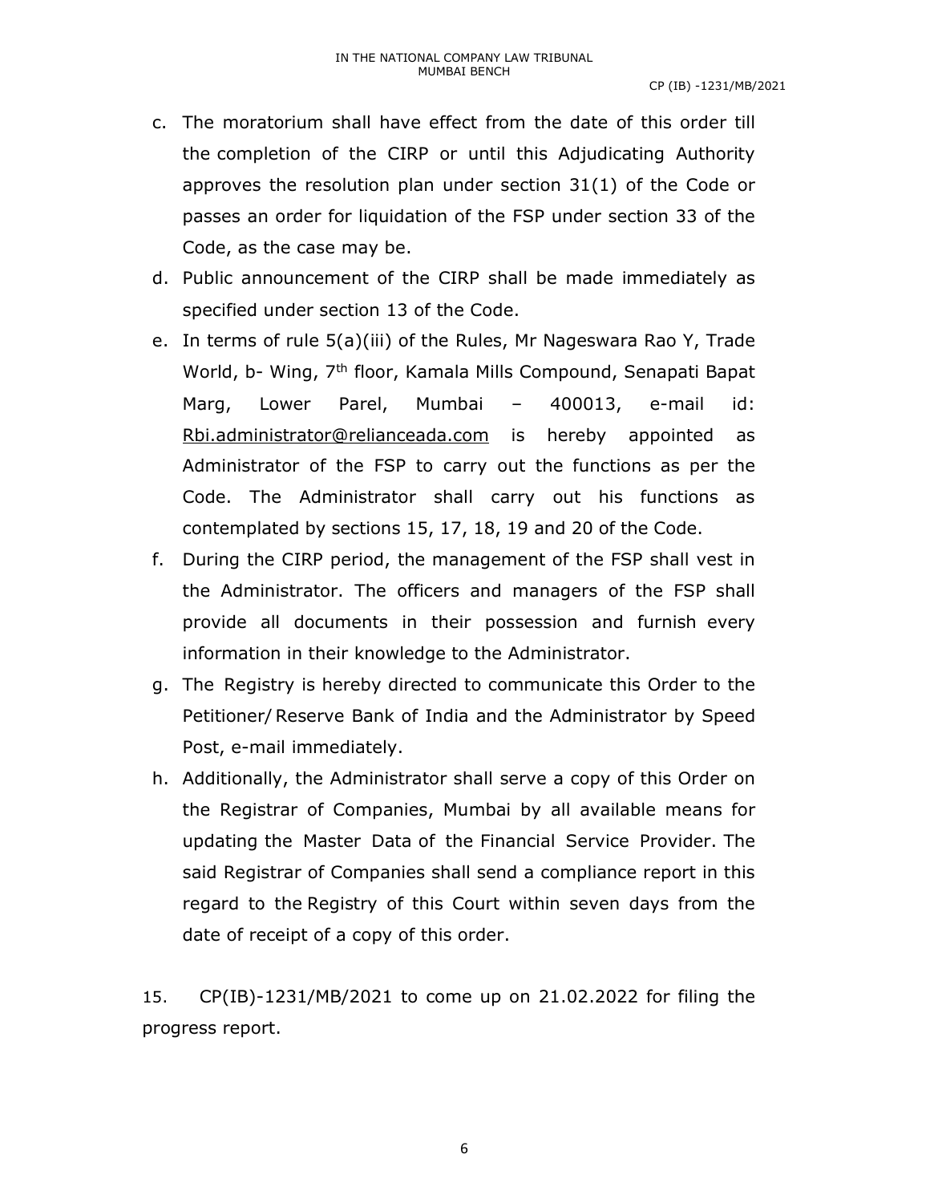c. The moratorium shall have effect from the date of this order till the completion of the CIRP or until this Adjudicating Authority approves the resolution plan under section 31(1) of the Code or passes an order for liquidation of the FSP under section 33 of the Code, as the case may be.

d. Public announcement of the CIRP shall be made immediately as specified under section 13 of the Code.

e. In terms of rule 5(a)(iii) of the Rules, Mr Nageswara Rao Y, Trade World, b- Wing, 7th floor, Kamala Mills Compound, Senapati Bapat Marg, Lower Parel, Mumbai – 400013, e-mail id: Rbi.administrator@relianceada.com is hereby appointed as Administrator of the FSP to carry out the functions as per the Code. The Administrator shall carry out his functions as contemplated by sections 15, 17, 18, 19 and 20 of the Code.

f. During the CIRP period, the management of the FSP shall vest in the Administrator. The officers and managers of the FSP shall provide all documents in their possession and furnish every information in their knowledge to the Administrator.

g. The Registry is hereby directed to communicate this Order to the Petitioner/ Reserve Bank of India and the Administrator by Speed Post, e-mail immediately.

h. Additionally, the Administrator shall serve a copy of this Order on the Registrar of Companies, Mumbai by all available means for updating the Master Data of the Financial Service Provider. The said Registrar of Companies shall send a compliance report in this regard to the Registry of this Court within seven days from the date of receipt of a copy of this order.

15. CP(IB)-1231/MB/2021 to come up on 21.02.2022 for filing the progress report.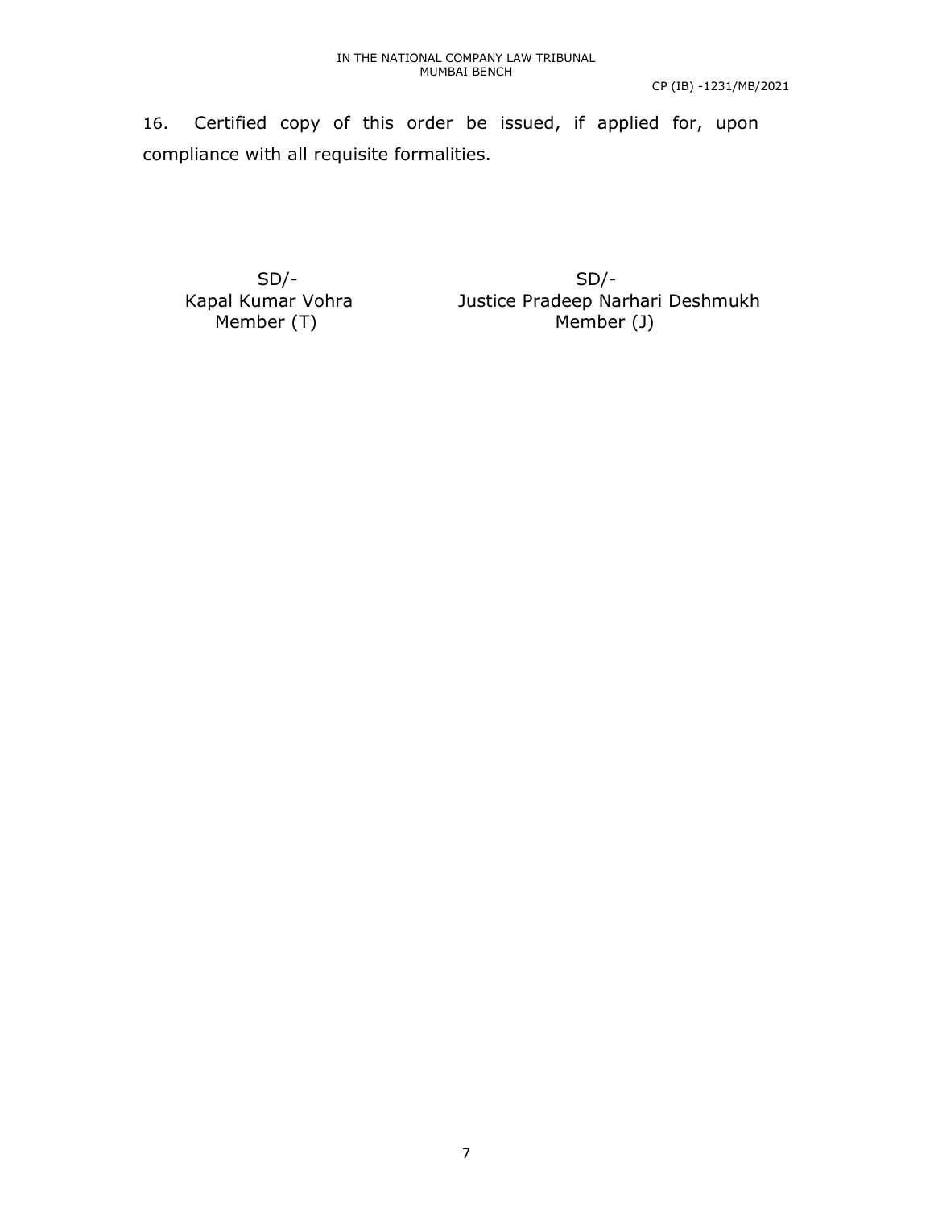16. Certified copy of this order be issued, if applied for, upon compliance with all requisite formalities.

| SD/- | SD/- |
| --- | --- |
| Kapal Kumar Vohra | Justice Pradeep Narhari Deshmukh |
| Member (T) | Member (J) |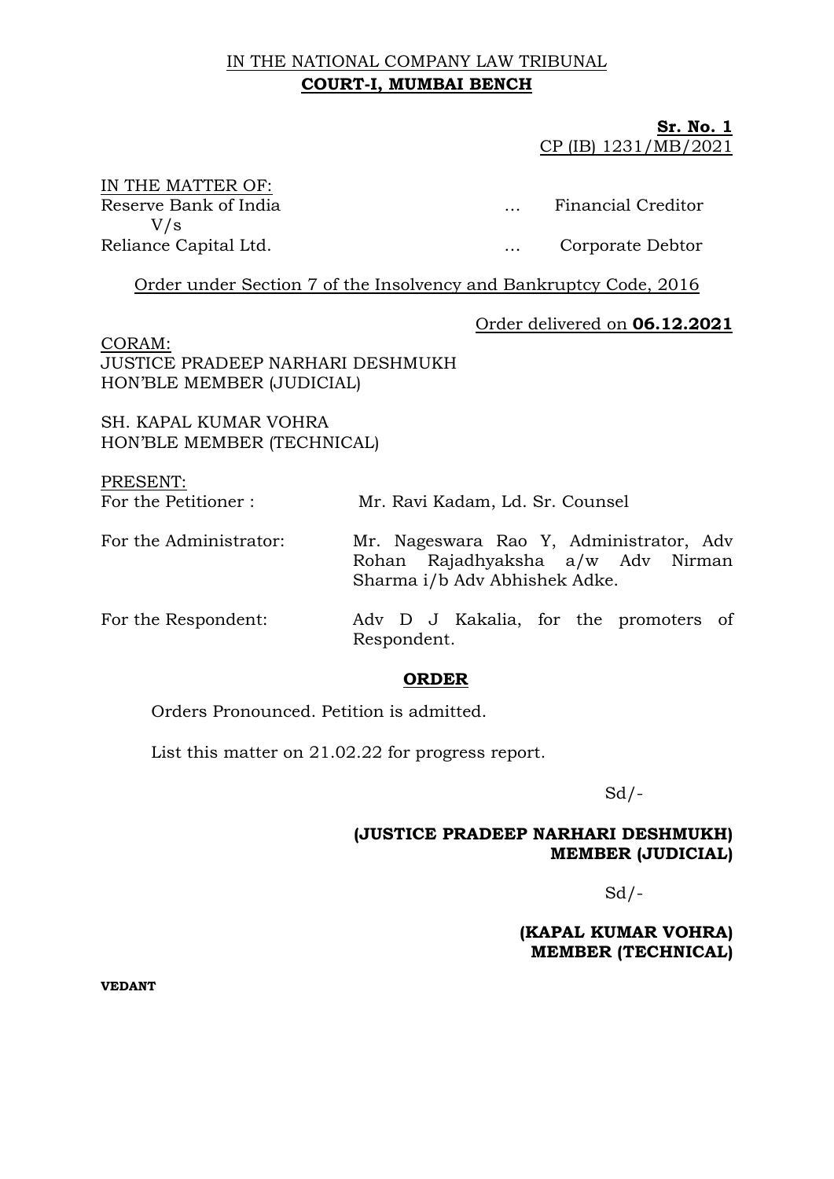IN THE NATIONAL COMPANY LAW TRIBUNAL

**COURT-I, MUMBAI BENCH**

**Sr. No. 1**

CP (IB) 1231/MB/2021

IN THE MATTER OF:

Reserve Bank of India ... Financial Creditor

V/s

Reliance Capital Ltd. ... Corporate Debtor

Order under Section 7 of the Insolvency and Bankruptcy Code, 2016

Order delivered on **06.12.2021**

CORAM:

JUSTICE PRADEEP NARHARI DESHMUKH

HON'BLE MEMBER (JUDICIAL)

SH. KAPAL KUMAR VOHRA

HON'BLE MEMBER (TECHNICAL)

PRESENT:

For the Petitioner : Mr. Ravi Kadam, Ld. Sr. Counsel

For the Administrator: Mr. Nageswara Rao Y, Administrator, Adv Rohan Rajadhyaksha a/w Adv Nirman Sharma i/b Adv Abhishek Adke.

For the Respondent: Adv D J Kakalia, for the promoters of Respondent.

**ORDER**

Orders Pronounced. Petition is admitted.

List this matter on 21.02.22 for progress report.

Sd/-

**(JUSTICE PRADEEP NARHARI DESHMUKH)**
**MEMBER (JUDICIAL)**

Sd/-

**(KAPAL KUMAR VOHRA)**
**MEMBER (TECHNICAL)**

**VEDANT**